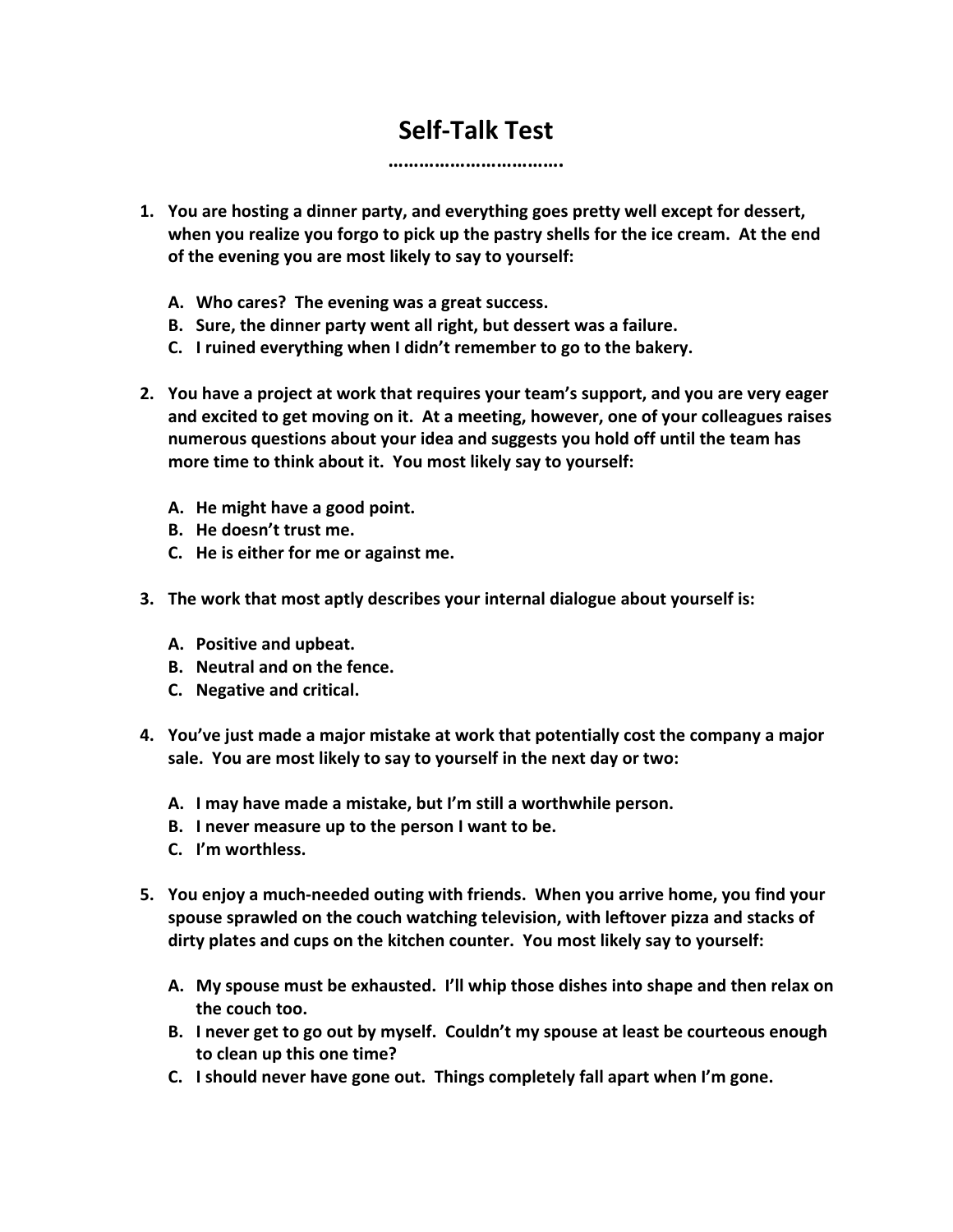# Self-Talk Test

…………………………….

1. **You are hosting a dinner party, and everything goes pretty well except for dessert, when you realize you forgo to pick up the pastry shells for the ice cream. At the end of the evening you are most likely to say to yourself:**

   A. **Who cares? The evening was a great success.**
   B. **Sure, the dinner party went all right, but dessert was a failure.**
   C. **I ruined everything when I didn't remember to go to the bakery.**

2. **You have a project at work that requires your team's support, and you are very eager and excited to get moving on it. At a meeting, however, one of your colleagues raises numerous questions about your idea and suggests you hold off until the team has more time to think about it. You most likely say to yourself:**

   A. **He might have a good point.**
   B. **He doesn't trust me.**
   C. **He is either for me or against me.**

3. **The work that most aptly describes your internal dialogue about yourself is:**

   A. **Positive and upbeat.**
   B. **Neutral and on the fence.**
   C. **Negative and critical.**

4. **You've just made a major mistake at work that potentially cost the company a major sale. You are most likely to say to yourself in the next day or two:**

   A. **I may have made a mistake, but I'm still a worthwhile person.**
   B. **I never measure up to the person I want to be.**
   C. **I'm worthless.**

5. **You enjoy a much-needed outing with friends. When you arrive home, you find your spouse sprawled on the couch watching television, with leftover pizza and stacks of dirty plates and cups on the kitchen counter. You most likely say to yourself:**

   A. **My spouse must be exhausted. I'll whip those dishes into shape and then relax on the couch too.**
   B. **I never get to go out by myself. Couldn't my spouse at least be courteous enough to clean up this one time?**
   C. **I should never have gone out. Things completely fall apart when I'm gone.**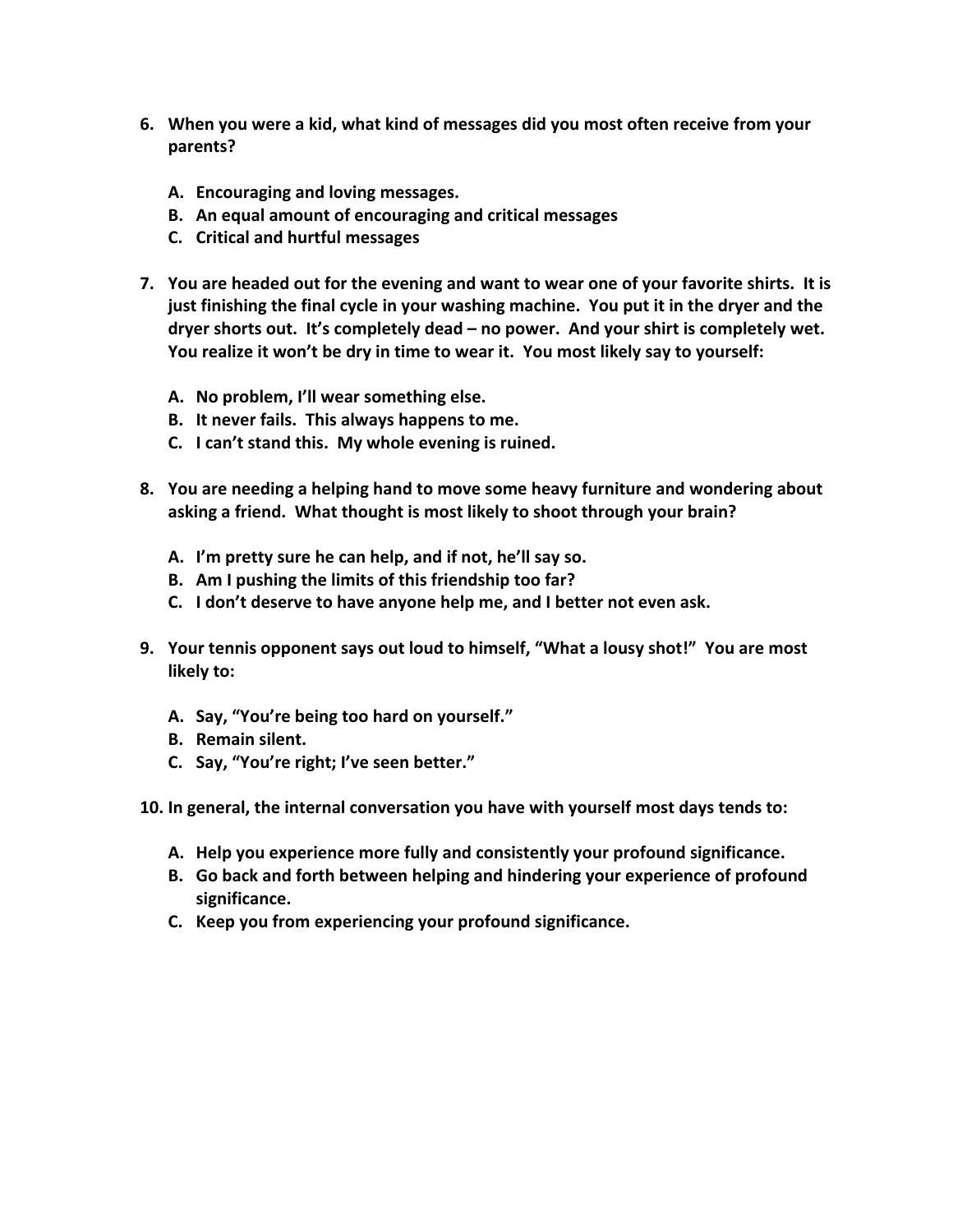6. **When you were a kid, what kind of messages did you most often receive from your parents?**

   A. **Encouraging and loving messages.**
   B. **An equal amount of encouraging and critical messages**
   C. **Critical and hurtful messages**

7. **You are headed out for the evening and want to wear one of your favorite shirts. It is just finishing the final cycle in your washing machine. You put it in the dryer and the dryer shorts out. It's completely dead – no power. And your shirt is completely wet. You realize it won't be dry in time to wear it. You most likely say to yourself:**

   A. **No problem, I'll wear something else.**
   B. **It never fails. This always happens to me.**
   C. **I can't stand this. My whole evening is ruined.**

8. **You are needing a helping hand to move some heavy furniture and wondering about asking a friend. What thought is most likely to shoot through your brain?**

   A. **I'm pretty sure he can help, and if not, he'll say so.**
   B. **Am I pushing the limits of this friendship too far?**
   C. **I don't deserve to have anyone help me, and I better not even ask.**

9. **Your tennis opponent says out loud to himself, "What a lousy shot!" You are most likely to:**

   A. **Say, "You're being too hard on yourself."**
   B. **Remain silent.**
   C. **Say, "You're right; I've seen better."**

10. **In general, the internal conversation you have with yourself most days tends to:**

    A. **Help you experience more fully and consistently your profound significance.**
    B. **Go back and forth between helping and hindering your experience of profound significance.**
    C. **Keep you from experiencing your profound significance.**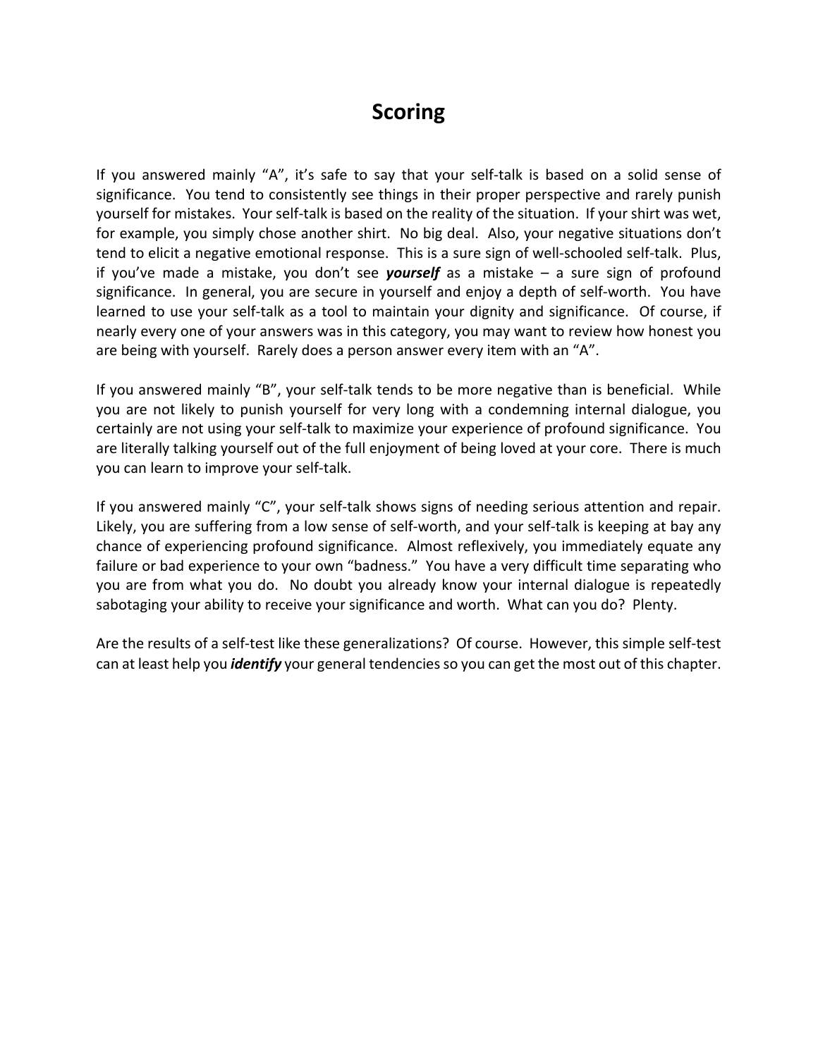# Scoring

If you answered mainly "A", it's safe to say that your self-talk is based on a solid sense of significance. You tend to consistently see things in their proper perspective and rarely punish yourself for mistakes. Your self-talk is based on the reality of the situation. If your shirt was wet, for example, you simply chose another shirt. No big deal. Also, your negative situations don't tend to elicit a negative emotional response. This is a sure sign of well-schooled self-talk. Plus, if you've made a mistake, you don't see ***yourself*** as a mistake – a sure sign of profound significance. In general, you are secure in yourself and enjoy a depth of self-worth. You have learned to use your self-talk as a tool to maintain your dignity and significance. Of course, if nearly every one of your answers was in this category, you may want to review how honest you are being with yourself. Rarely does a person answer every item with an "A".

If you answered mainly "B", your self-talk tends to be more negative than is beneficial. While you are not likely to punish yourself for very long with a condemning internal dialogue, you certainly are not using your self-talk to maximize your experience of profound significance. You are literally talking yourself out of the full enjoyment of being loved at your core. There is much you can learn to improve your self-talk.

If you answered mainly "C", your self-talk shows signs of needing serious attention and repair. Likely, you are suffering from a low sense of self-worth, and your self-talk is keeping at bay any chance of experiencing profound significance. Almost reflexively, you immediately equate any failure or bad experience to your own "badness." You have a very difficult time separating who you are from what you do. No doubt you already know your internal dialogue is repeatedly sabotaging your ability to receive your significance and worth. What can you do? Plenty.

Are the results of a self-test like these generalizations? Of course. However, this simple self-test can at least help you ***identify*** your general tendencies so you can get the most out of this chapter.